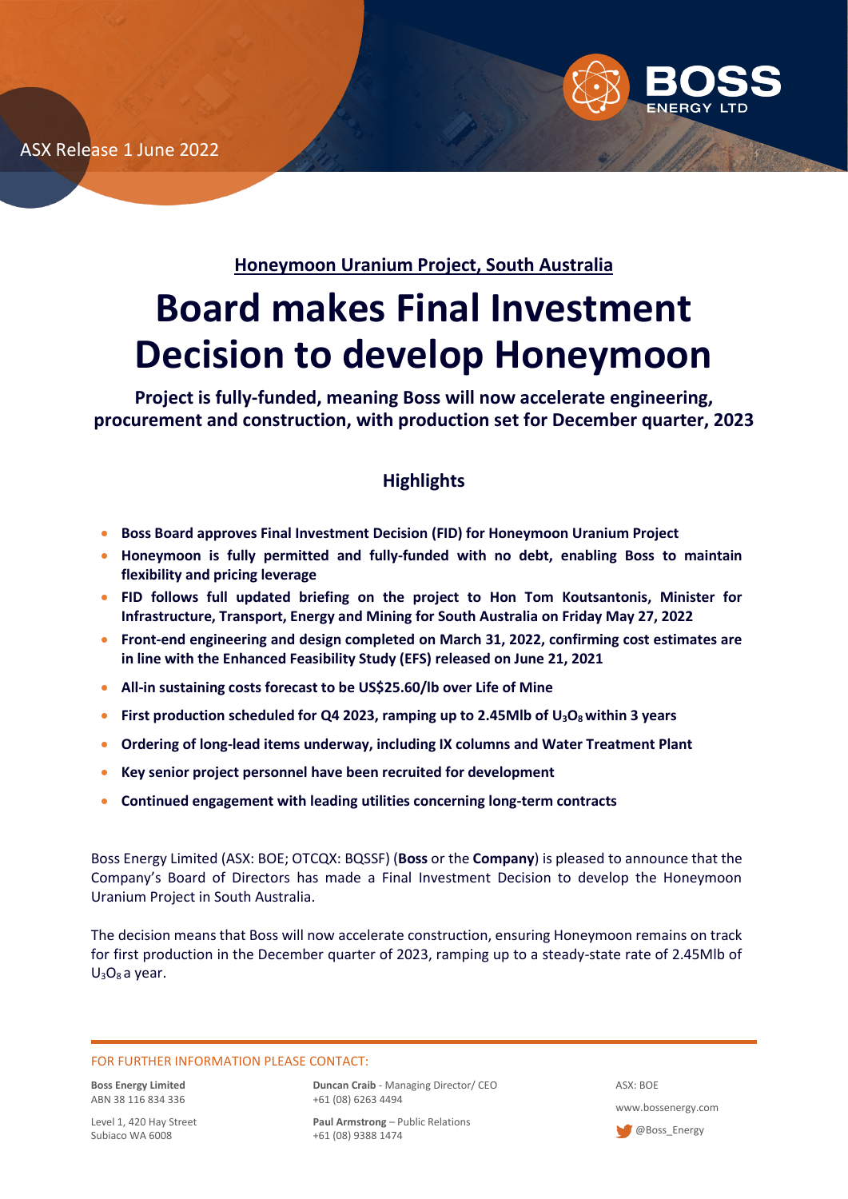ASX Release 1 June 2022

**Honeymoon Uranium Project, South Australia**

# Board makes Final Investment Decision to develop Honeymoon

**Project is fully-funded, meaning Boss will now accelerate engineering, procurement and construction, with production set for December quarter, 2023**

## Highlights

- **Boss Board approves Final Investment Decision (FID) for Honeymoon Uranium Project**
- **Honeymoon is fully permitted and fully-funded with no debt, enabling Boss to maintain flexibility and pricing leverage**
- **FID follows full updated briefing on the project to Hon Tom Koutsantonis, Minister for Infrastructure, Transport, Energy and Mining for South Australia on Friday May 27, 2022**
- **Front-end engineering and design completed on March 31, 2022, confirming cost estimates are in line with the Enhanced Feasibility Study (EFS) released on June 21, 2021**
- **All-in sustaining costs forecast to be US$25.60/lb over Life of Mine**
- **First production scheduled for Q4 2023, ramping up to 2.45Mlb of $U_3O_8$ within 3 years**
- **Ordering of long-lead items underway, including IX columns and Water Treatment Plant**
- **Key senior project personnel have been recruited for development**
- **Continued engagement with leading utilities concerning long-term contracts**

Boss Energy Limited (ASX: BOE; OTCQX: BQSSF) (**Boss** or the **Company**) is pleased to announce that the Company's Board of Directors has made a Final Investment Decision to develop the Honeymoon Uranium Project in South Australia.

The decision means that Boss will now accelerate construction, ensuring Honeymoon remains on track for first production in the December quarter of 2023, ramping up to a steady-state rate of 2.45Mlb of $U_3O_8$ a year.

FOR FURTHER INFORMATION PLEASE CONTACT:

**Boss Energy Limited**
ABN 38 116 834 336

Level 1, 420 Hay Street
Subiaco WA 6008

**Duncan Craib** - Managing Director/ CEO
+61 (08) 6263 4494

**Paul Armstrong** – Public Relations
+61 (08) 9388 1474

ASX: BOE

www.bossenergy.com

@Boss_Energy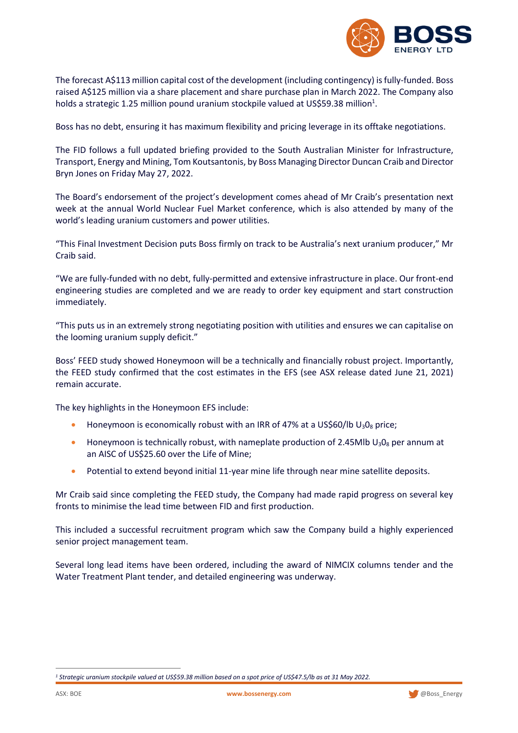The forecast A$113 million capital cost of the development (including contingency) is fully-funded. Boss raised A$125 million via a share placement and share purchase plan in March 2022. The Company also holds a strategic 1.25 million pound uranium stockpile valued at US$59.38 million[1].

Boss has no debt, ensuring it has maximum flexibility and pricing leverage in its offtake negotiations.

The FID follows a full updated briefing provided to the South Australian Minister for Infrastructure, Transport, Energy and Mining, Tom Koutsantonis, by Boss Managing Director Duncan Craib and Director Bryn Jones on Friday May 27, 2022.

The Board's endorsement of the project's development comes ahead of Mr Craib's presentation next week at the annual World Nuclear Fuel Market conference, which is also attended by many of the world's leading uranium customers and power utilities.

"This Final Investment Decision puts Boss firmly on track to be Australia's next uranium producer," Mr Craib said.

"We are fully-funded with no debt, fully-permitted and extensive infrastructure in place. Our front-end engineering studies are completed and we are ready to order key equipment and start construction immediately.

"This puts us in an extremely strong negotiating position with utilities and ensures we can capitalise on the looming uranium supply deficit."

Boss' FEED study showed Honeymoon will be a technically and financially robust project. Importantly, the FEED study confirmed that the cost estimates in the EFS (see ASX release dated June 21, 2021) remain accurate.

The key highlights in the Honeymoon EFS include:

- Honeymoon is economically robust with an IRR of 47% at a US$60/lb $U_3O_8$ price;
- Honeymoon is technically robust, with nameplate production of 2.45Mlb $U_3O_8$ per annum at an AISC of US$25.60 over the Life of Mine;
- Potential to extend beyond initial 11-year mine life through near mine satellite deposits.

Mr Craib said since completing the FEED study, the Company had made rapid progress on several key fronts to minimise the lead time between FID and first production.

This included a successful recruitment program which saw the Company build a highly experienced senior project management team.

Several long lead items have been ordered, including the award of NIMCIX columns tender and the Water Treatment Plant tender, and detailed engineering was underway.

---

[1] *Strategic uranium stockpile valued at US$59.38 million based on a spot price of US$47.5/lb as at 31 May 2022.*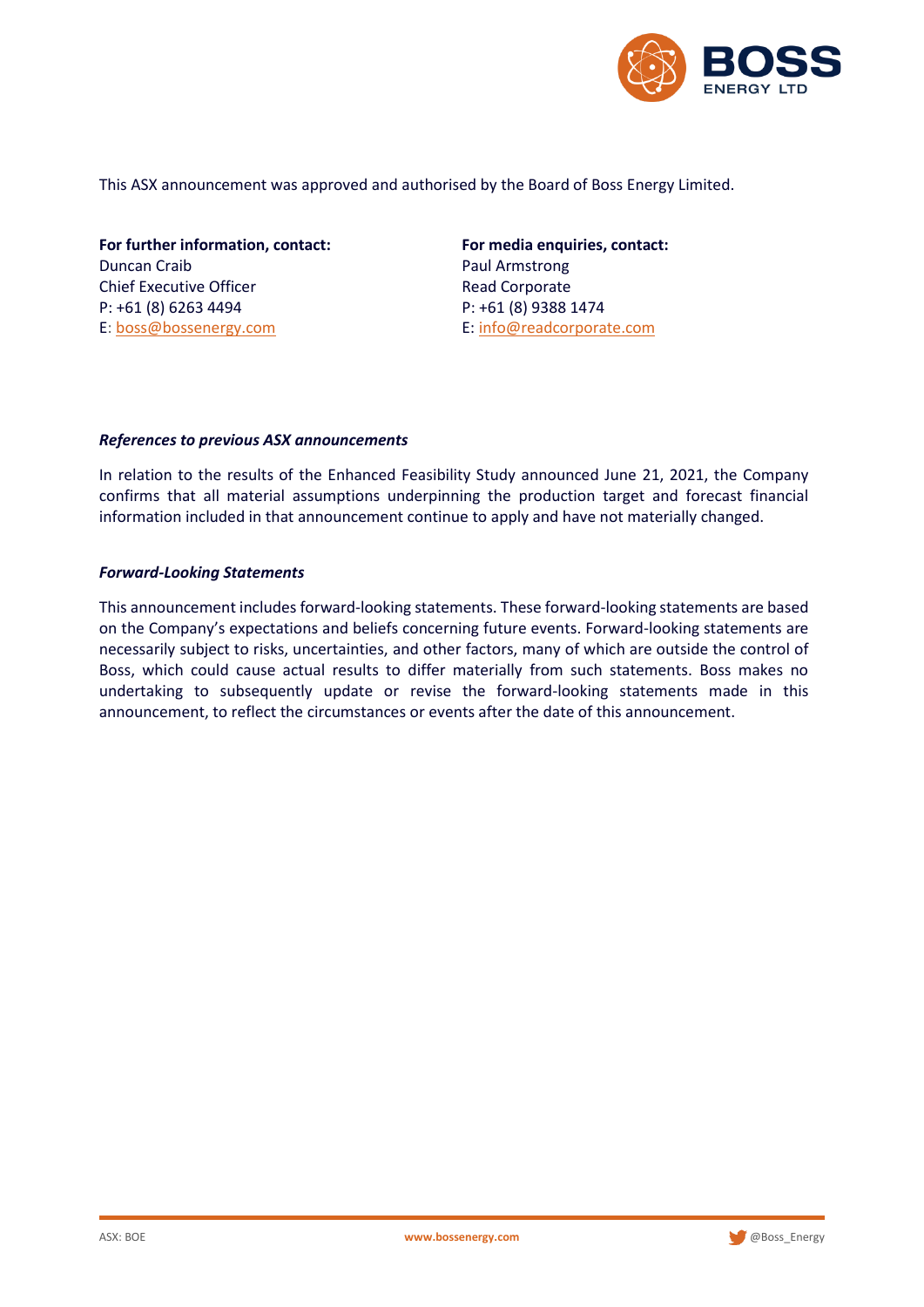This ASX announcement was approved and authorised by the Board of Boss Energy Limited.

**For further information, contact:**
Duncan Craib
Chief Executive Officer
P: +61 (8) 6263 4494
E: boss@bossenergy.com

**For media enquiries, contact:**
Paul Armstrong
Read Corporate
P: +61 (8) 9388 1474
E: info@readcorporate.com

***References to previous ASX announcements***

In relation to the results of the Enhanced Feasibility Study announced June 21, 2021, the Company confirms that all material assumptions underpinning the production target and forecast financial information included in that announcement continue to apply and have not materially changed.

***Forward-Looking Statements***

This announcement includes forward-looking statements. These forward-looking statements are based on the Company's expectations and beliefs concerning future events. Forward-looking statements are necessarily subject to risks, uncertainties, and other factors, many of which are outside the control of Boss, which could cause actual results to differ materially from such statements. Boss makes no undertaking to subsequently update or revise the forward-looking statements made in this announcement, to reflect the circumstances or events after the date of this announcement.